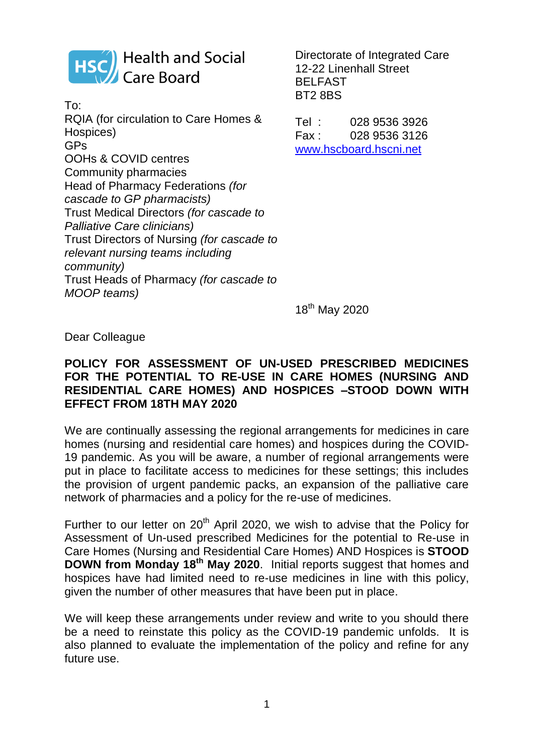Health and Social Care Board

Directorate of Integrated Care
12-22 Linenhall Street
BELFAST
BT2 8BS

Tel : 028 9536 3926
Fax : 028 9536 3126
www.hscboard.hscni.net

To:
RQIA (for circulation to Care Homes & Hospices)
GPs
OOHs & COVID centres
Community pharmacies
Head of Pharmacy Federations *(for cascade to GP pharmacists)*
Trust Medical Directors *(for cascade to Palliative Care clinicians)*
Trust Directors of Nursing *(for cascade to relevant nursing teams including community)*
Trust Heads of Pharmacy *(for cascade to MOOP teams)*

18th May 2020

Dear Colleague

**POLICY FOR ASSESSMENT OF UN-USED PRESCRIBED MEDICINES FOR THE POTENTIAL TO RE-USE IN CARE HOMES (NURSING AND RESIDENTIAL CARE HOMES) AND HOSPICES –STOOD DOWN WITH EFFECT FROM 18TH MAY 2020**

We are continually assessing the regional arrangements for medicines in care homes (nursing and residential care homes) and hospices during the COVID-19 pandemic. As you will be aware, a number of regional arrangements were put in place to facilitate access to medicines for these settings; this includes the provision of urgent pandemic packs, an expansion of the palliative care network of pharmacies and a policy for the re-use of medicines.

Further to our letter on 20th April 2020, we wish to advise that the Policy for Assessment of Un-used prescribed Medicines for the potential to Re-use in Care Homes (Nursing and Residential Care Homes) AND Hospices is **STOOD DOWN from Monday 18th May 2020**. Initial reports suggest that homes and hospices have had limited need to re-use medicines in line with this policy, given the number of other measures that have been put in place.

We will keep these arrangements under review and write to you should there be a need to reinstate this policy as the COVID-19 pandemic unfolds. It is also planned to evaluate the implementation of the policy and refine for any future use.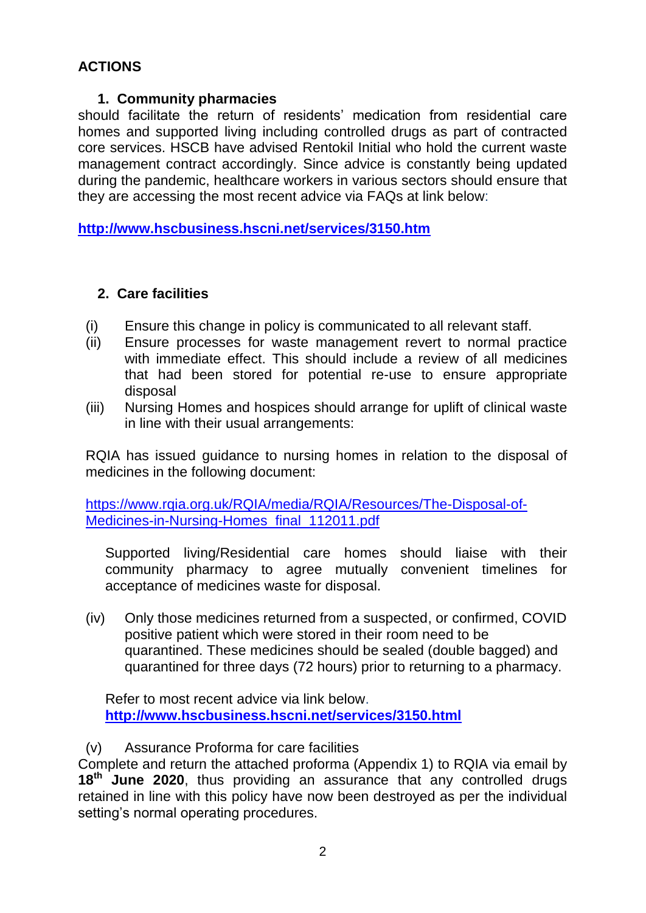**ACTIONS**

1. **Community pharmacies**

should facilitate the return of residents' medication from residential care homes and supported living including controlled drugs as part of contracted core services. HSCB have advised Rentokil Initial who hold the current waste management contract accordingly. Since advice is constantly being updated during the pandemic, healthcare workers in various sectors should ensure that they are accessing the most recent advice via FAQs at link below:

**http://www.hscbusiness.hscni.net/services/3150.htm**

2. **Care facilities**

(i) Ensure this change in policy is communicated to all relevant staff.

(ii) Ensure processes for waste management revert to normal practice with immediate effect. This should include a review of all medicines that had been stored for potential re-use to ensure appropriate disposal

(iii) Nursing Homes and hospices should arrange for uplift of clinical waste in line with their usual arrangements:

RQIA has issued guidance to nursing homes in relation to the disposal of medicines in the following document:

https://www.rqia.org.uk/RQIA/media/RQIA/Resources/The-Disposal-of-Medicines-in-Nursing-Homes_final_112011.pdf

Supported living/Residential care homes should liaise with their community pharmacy to agree mutually convenient timelines for acceptance of medicines waste for disposal.

(iv) Only those medicines returned from a suspected, or confirmed, COVID positive patient which were stored in their room need to be quarantined. These medicines should be sealed (double bagged) and quarantined for three days (72 hours) prior to returning to a pharmacy.

Refer to most recent advice via link below.
**http://www.hscbusiness.hscni.net/services/3150.html**

(v) Assurance Proforma for care facilities

Complete and return the attached proforma (Appendix 1) to RQIA via email by **18th June 2020**, thus providing an assurance that any controlled drugs retained in line with this policy have now been destroyed as per the individual setting's normal operating procedures.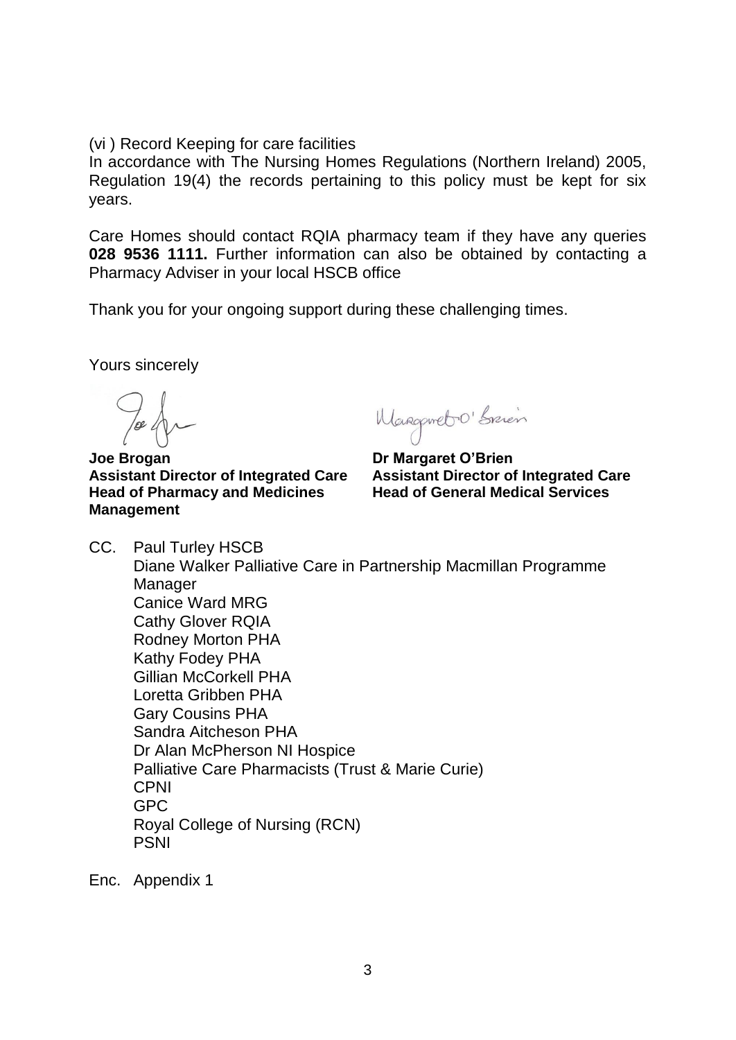(vi ) Record Keeping for care facilities

In accordance with The Nursing Homes Regulations (Northern Ireland) 2005, Regulation 19(4) the records pertaining to this policy must be kept for six years.

Care Homes should contact RQIA pharmacy team if they have any queries **028 9536 1111.** Further information can also be obtained by contacting a Pharmacy Adviser in your local HSCB office

Thank you for your ongoing support during these challenging times.

Yours sincerely

**Joe Brogan**
**Assistant Director of Integrated Care**
**Head of Pharmacy and Medicines Management**

**Dr Margaret O'Brien**
**Assistant Director of Integrated Care**
**Head of General Medical Services**

CC. Paul Turley HSCB
Diane Walker Palliative Care in Partnership Macmillan Programme Manager
Canice Ward MRG
Cathy Glover RQIA
Rodney Morton PHA
Kathy Fodey PHA
Gillian McCorkell PHA
Loretta Gribben PHA
Gary Cousins PHA
Sandra Aitcheson PHA
Dr Alan McPherson NI Hospice
Palliative Care Pharmacists (Trust & Marie Curie)
CPNI
GPC
Royal College of Nursing (RCN)
PSNI

Enc. Appendix 1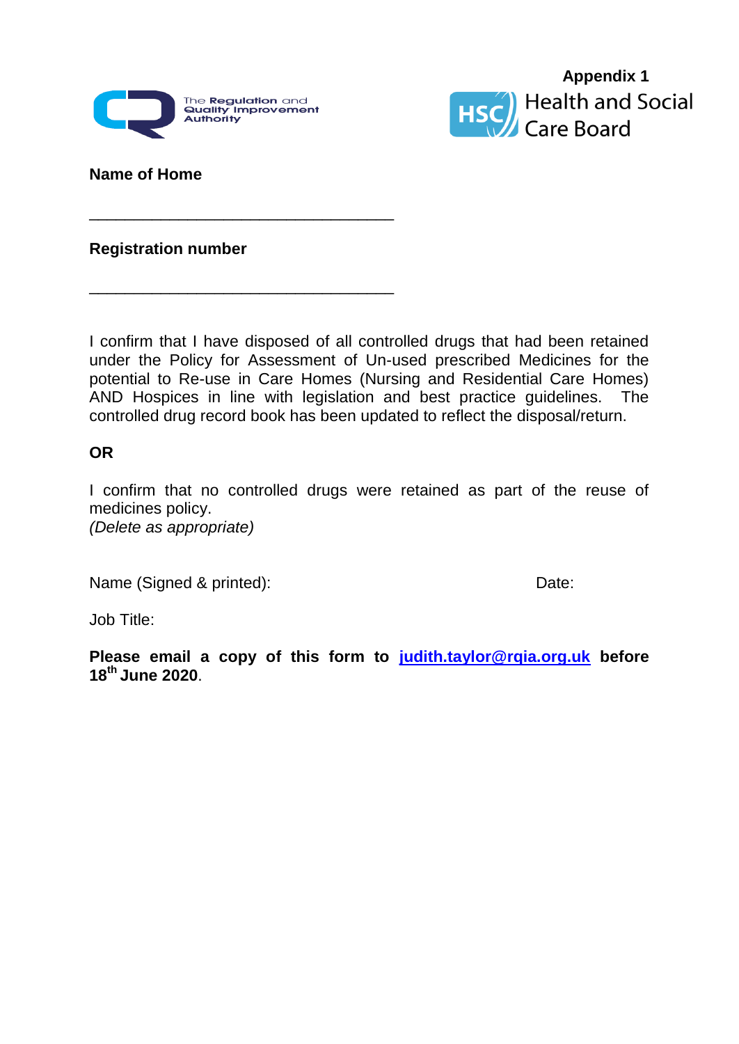**Appendix 1**

The Regulation and Quality Improvement Authority

Health and Social Care Board

**Name of Home**

___________________________________

**Registration number**

___________________________________

I confirm that I have disposed of all controlled drugs that had been retained under the Policy for Assessment of Un-used prescribed Medicines for the potential to Re-use in Care Homes (Nursing and Residential Care Homes) AND Hospices in line with legislation and best practice guidelines. The controlled drug record book has been updated to reflect the disposal/return.

**OR**

I confirm that no controlled drugs were retained as part of the reuse of medicines policy.
*(Delete as appropriate)*

Name (Signed & printed): Date:

Job Title:

**Please email a copy of this form to [judith.taylor@rqia.org.uk](mailto:judith.taylor@rqia.org.uk) before 18th June 2020**.